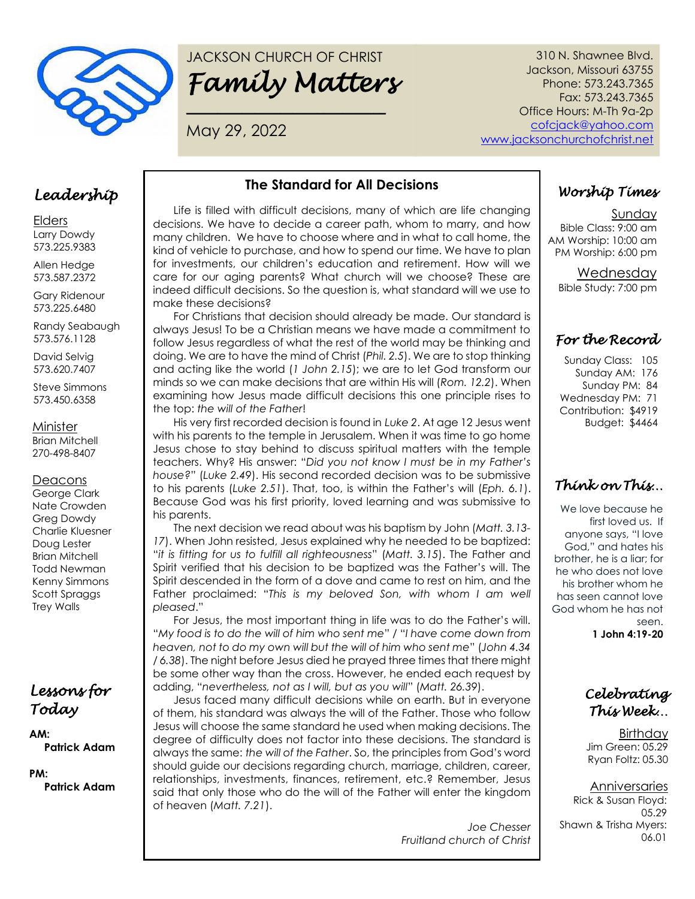# JACKSON CHURCH OF CHRIST

# *Family Matters*

May 29, 2022

310 N. Shawnee Blvd.
Jackson, Missouri 63755
Phone: 573.243.7365
Fax: 573.243.7365
Office Hours: M-Th 9a-2p
cofcjack@yahoo.com
www.jacksonchurchofchrist.net

## *Leadership*

Elders
Larry Dowdy
573.225.9383

Allen Hedge
573.587.2372

Gary Ridenour
573.225.6480

Randy Seabaugh
573.576.1128

David Selvig
573.620.7407

Steve Simmons
573.450.6358

Minister
Brian Mitchell
270-498-8407

Deacons
George Clark
Nate Crowden
Greg Dowdy
Charlie Kluesner
Doug Lester
Brian Mitchell
Todd Newman
Kenny Simmons
Scott Spraggs
Trey Walls

## *Lessons for Today*

**AM:**
**Patrick Adam**

**PM:**
**Patrick Adam**

## The Standard for All Decisions

Life is filled with difficult decisions, many of which are life changing decisions. We have to decide a career path, whom to marry, and how many children. We have to choose where and in what to call home, the kind of vehicle to purchase, and how to spend our time. We have to plan for investments, our children's education and retirement. How will we care for our aging parents? What church will we choose? These are indeed difficult decisions. So the question is, what standard will we use to make these decisions?

For Christians that decision should already be made. Our standard is always Jesus! To be a Christian means we have made a commitment to follow Jesus regardless of what the rest of the world may be thinking and doing. We are to have the mind of Christ (*Phil. 2.5*). We are to stop thinking and acting like the world (*1 John 2.15*); we are to let God transform our minds so we can make decisions that are within His will (*Rom. 12.2*). When examining how Jesus made difficult decisions this one principle rises to the top: *the will of the Father*!

His very first recorded decision is found in *Luke 2*. At age 12 Jesus went with his parents to the temple in Jerusalem. When it was time to go home Jesus chose to stay behind to discuss spiritual matters with the temple teachers. Why? His answer: "*Did you not know I must be in my Father's house?*" (*Luke 2.49*). His second recorded decision was to be submissive to his parents (*Luke 2.51*). That, too, is within the Father's will (*Eph. 6.1*). Because God was his first priority, loved learning and was submissive to his parents.

The next decision we read about was his baptism by John (*Matt. 3.13-17*). When John resisted, Jesus explained why he needed to be baptized: "*it is fitting for us to fulfill all righteousness*" (*Matt. 3.15*). The Father and Spirit verified that his decision to be baptized was the Father's will. The Spirit descended in the form of a dove and came to rest on him, and the Father proclaimed: "*This is my beloved Son, with whom I am well pleased*."

For Jesus, the most important thing in life was to do the Father's will. "*My food is to do the will of him who sent me*" / "*I have come down from heaven, not to do my own will but the will of him who sent me*" (*John 4.34 / 6.38*). The night before Jesus died he prayed three times that there might be some other way than the cross. However, he ended each request by adding, "*nevertheless, not as I will, but as you will*" (*Matt. 26.39*).

Jesus faced many difficult decisions while on earth. But in everyone of them, his standard was always the will of the Father. Those who follow Jesus will choose the same standard he used when making decisions. The degree of difficulty does not factor into these decisions. The standard is always the same: *the will of the Father*. So, the principles from God's word should guide our decisions regarding church, marriage, children, career, relationships, investments, finances, retirement, etc.? Remember, Jesus said that only those who do the will of the Father will enter the kingdom of heaven (*Matt. 7.21*).

*Joe Chesser*
*Fruitland church of Christ*

## *Worship Times*

Sunday
Bible Class: 9:00 am
AM Worship: 10:00 am
PM Worship: 6:00 pm

Wednesday
Bible Study: 7:00 pm

## *For the Record*

Sunday Class: 105
Sunday AM: 176
Sunday PM: 84
Wednesday PM: 71
Contribution: $4919
Budget: $4464

## *Think on This…*

We love because he first loved us. If anyone says, "I love God," and hates his brother, he is a liar; for he who does not love his brother whom he has seen cannot love God whom he has not seen.
**1 John 4:19-20**

## *Celebrating This Week…*

Birthday
Jim Green: 05.29
Ryan Foltz: 05.30

Anniversaries
Rick & Susan Floyd: 05.29
Shawn & Trisha Myers: 06.01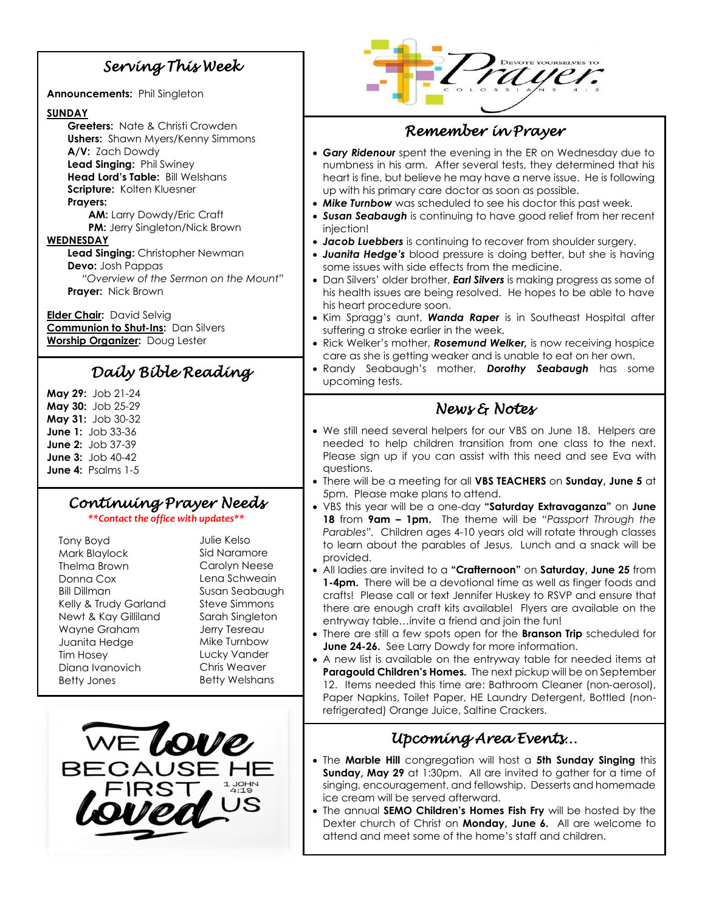## Serving This Week

**Announcements:** Phil Singleton

**SUNDAY**

**Greeters:** Nate & Christi Crowden
**Ushers:** Shawn Myers/Kenny Simmons
**A/V:** Zach Dowdy
**Lead Singing:** Phil Swiney
**Head Lord's Table:** Bill Welshans
**Scripture:** Kolten Kluesner
**Prayers:**
**AM:** Larry Dowdy/Eric Craft
**PM:** Jerry Singleton/Nick Brown

**WEDNESDAY**

**Lead Singing:** Christopher Newman
**Devo:** Josh Pappas
*"Overview of the Sermon on the Mount"*
**Prayer:** Nick Brown

**Elder Chair:** David Selvig
**Communion to Shut-Ins:** Dan Silvers
**Worship Organizer:** Doug Lester

## Daily Bible Reading

**May 29:** Job 21-24
**May 30:** Job 25-29
**May 31:** Job 30-32
**June 1:** Job 33-36
**June 2:** Job 37-39
**June 3:** Job 40-42
**June 4:** Psalms 1-5

## Continuing Prayer Needs

***Contact the office with updates***

Tony Boyd
Mark Blaylock
Thelma Brown
Donna Cox
Bill Dillman
Kelly & Trudy Garland
Newt & Kay Gilliland
Wayne Graham
Juanita Hedge
Tim Hosey
Diana Ivanovich
Betty Jones
Julie Kelso
Sid Naramore
Carolyn Neese
Lena Schweain
Susan Seabaugh
Steve Simmons
Sarah Singleton
Jerry Tesreau
Mike Turnbow
Lucky Vander
Chris Weaver
Betty Welshans

WE love BECAUSE HE FIRST loved US
1 JOHN 4:19

DEVOTE YOURSELVES TO Prayer.
COLOSSIANS 4:2

## Remember in Prayer

- ***Gary Ridenour*** spent the evening in the ER on Wednesday due to numbness in his arm. After several tests, they determined that his heart is fine, but believe he may have a nerve issue. He is following up with his primary care doctor as soon as possible.
- ***Mike Turnbow*** was scheduled to see his doctor this past week.
- ***Susan Seabaugh*** is continuing to have good relief from her recent injection!
- ***Jacob Luebbers*** is continuing to recover from shoulder surgery.
- ***Juanita Hedge's*** blood pressure is doing better, but she is having some issues with side effects from the medicine.
- Dan Silvers' older brother, ***Earl Silvers*** is making progress as some of his health issues are being resolved. He hopes to be able to have his heart procedure soon.
- Kim Spragg's aunt, ***Wanda Raper*** is in Southeast Hospital after suffering a stroke earlier in the week.
- Rick Welker's mother, ***Rosemund Welker,*** is now receiving hospice care as she is getting weaker and is unable to eat on her own.
- Randy Seabaugh's mother, ***Dorothy Seabaugh*** has some upcoming tests.

## News & Notes

- We still need several helpers for our VBS on June 18. Helpers are needed to help children transition from one class to the next. Please sign up if you can assist with this need and see Eva with questions.
- There will be a meeting for all **VBS TEACHERS** on **Sunday, June 5** at 5pm. Please make plans to attend.
- VBS this year will be a one-day **"Saturday Extravaganza"** on **June 18** from **9am – 1pm.** The theme will be *"Passport Through the Parables"*. Children ages 4-10 years old will rotate through classes to learn about the parables of Jesus. Lunch and a snack will be provided.
- All ladies are invited to a **"Crafternoon"** on **Saturday, June 25** from **1-4pm.** There will be a devotional time as well as finger foods and crafts! Please call or text Jennifer Huskey to RSVP and ensure that there are enough craft kits available! Flyers are available on the entryway table…invite a friend and join the fun!
- There are still a few spots open for the **Branson Trip** scheduled for **June 24-26.** See Larry Dowdy for more information.
- A new list is available on the entryway table for needed items at **Paragould Children's Homes.** The next pickup will be on September 12. Items needed this time are: Bathroom Cleaner (non-aerosol), Paper Napkins, Toilet Paper, HE Laundry Detergent, Bottled (non-refrigerated) Orange Juice, Saltine Crackers.

## Upcoming Area Events…

- The **Marble Hill** congregation will host a **5th Sunday Singing** this **Sunday, May 29** at 1:30pm. All are invited to gather for a time of singing, encouragement, and fellowship. Desserts and homemade ice cream will be served afterward.
- The annual **SEMO Children's Homes Fish Fry** will be hosted by the Dexter church of Christ on **Monday, June 6.** All are welcome to attend and meet some of the home's staff and children.